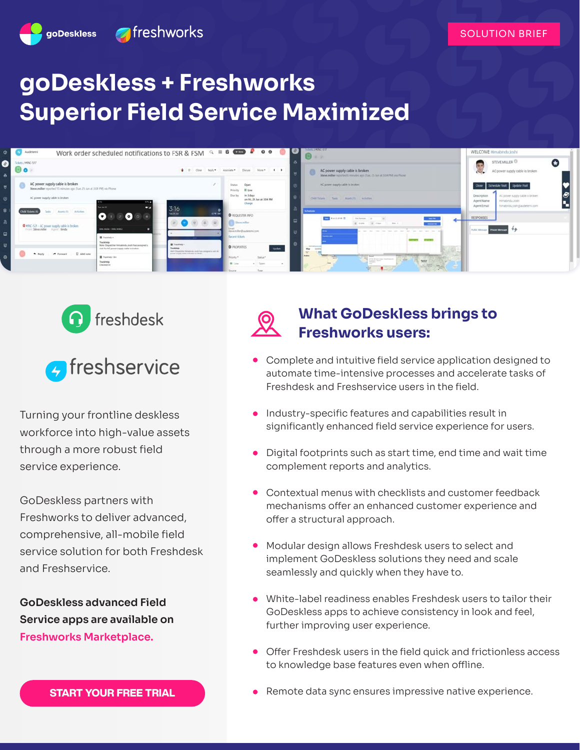SOLUTION BRIEF

# goDeskless + Freshworks
# Superior Field Service Maximized

freshdesk

freshservice

Turning your frontline deskless workforce into high-value assets through a more robust field service experience.

GoDeskless partners with Freshworks to deliver advanced, comprehensive, all-mobile field service solution for both Freshdesk and Freshservice.

**GoDeskless advanced Field Service apps are available on Freshworks Marketplace.**

**START YOUR FREE TRIAL**

## What GoDeskless brings to Freshworks users:

- Complete and intuitive field service application designed to automate time-intensive processes and accelerate tasks of Freshdesk and Freshservice users in the field.
- Industry-specific features and capabilities result in significantly enhanced field service experience for users.
- Digital footprints such as start time, end time and wait time complement reports and analytics.
- Contextual menus with checklists and customer feedback mechanisms offer an enhanced customer experience and offer a structural approach.
- Modular design allows Freshdesk users to select and implement GoDeskless solutions they need and scale seamlessly and quickly when they have to.
- White-label readiness enables Freshdesk users to tailor their GoDeskless apps to achieve consistency in look and feel, further improving user experience.
- Offer Freshdesk users in the field quick and frictionless access to knowledge base features even when offline.
- Remote data sync ensures impressive native experience.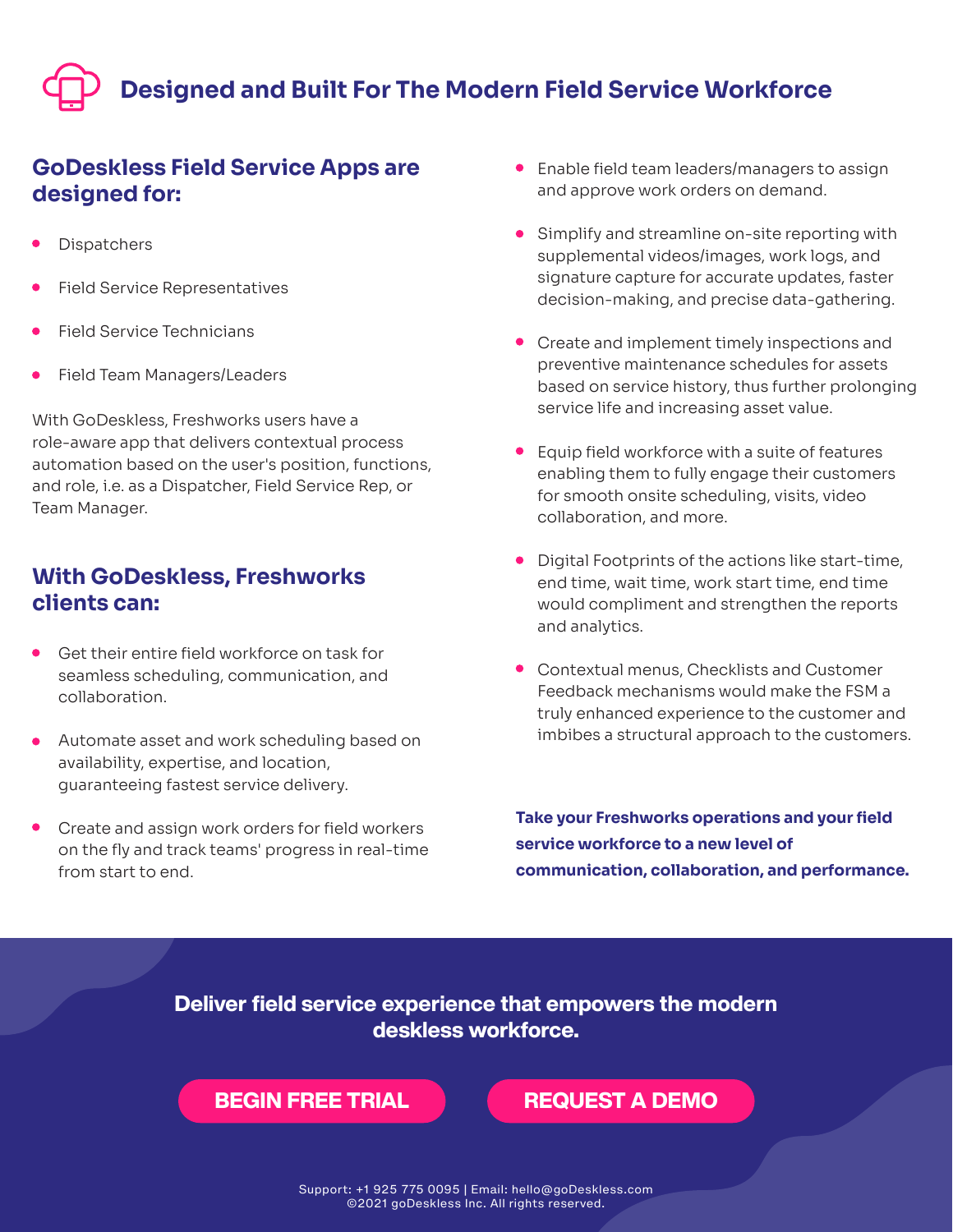# Designed and Built For The Modern Field Service Workforce

## GoDeskless Field Service Apps are designed for:

- Dispatchers
- Field Service Representatives
- Field Service Technicians
- Field Team Managers/Leaders

With GoDeskless, Freshworks users have a role-aware app that delivers contextual process automation based on the user's position, functions, and role, i.e. as a Dispatcher, Field Service Rep, or Team Manager.

## With GoDeskless, Freshworks clients can:

- Get their entire field workforce on task for seamless scheduling, communication, and collaboration.
- Automate asset and work scheduling based on availability, expertise, and location, guaranteeing fastest service delivery.
- Create and assign work orders for field workers on the fly and track teams' progress in real-time from start to end.
- Enable field team leaders/managers to assign and approve work orders on demand.
- Simplify and streamline on-site reporting with supplemental videos/images, work logs, and signature capture for accurate updates, faster decision-making, and precise data-gathering.
- Create and implement timely inspections and preventive maintenance schedules for assets based on service history, thus further prolonging service life and increasing asset value.
- Equip field workforce with a suite of features enabling them to fully engage their customers for smooth onsite scheduling, visits, video collaboration, and more.
- Digital Footprints of the actions like start-time, end time, wait time, work start time, end time would compliment and strengthen the reports and analytics.
- Contextual menus, Checklists and Customer Feedback mechanisms would make the FSM a truly enhanced experience to the customer and imbibes a structural approach to the customers.

**Take your Freshworks operations and your field service workforce to a new level of communication, collaboration, and performance.**

**Deliver field service experience that empowers the modern deskless workforce.**

**BEGIN FREE TRIAL** **REQUEST A DEMO**

Support: +1 925 775 0095 | Email: hello@goDeskless.com
©2021 goDeskless Inc. All rights reserved.